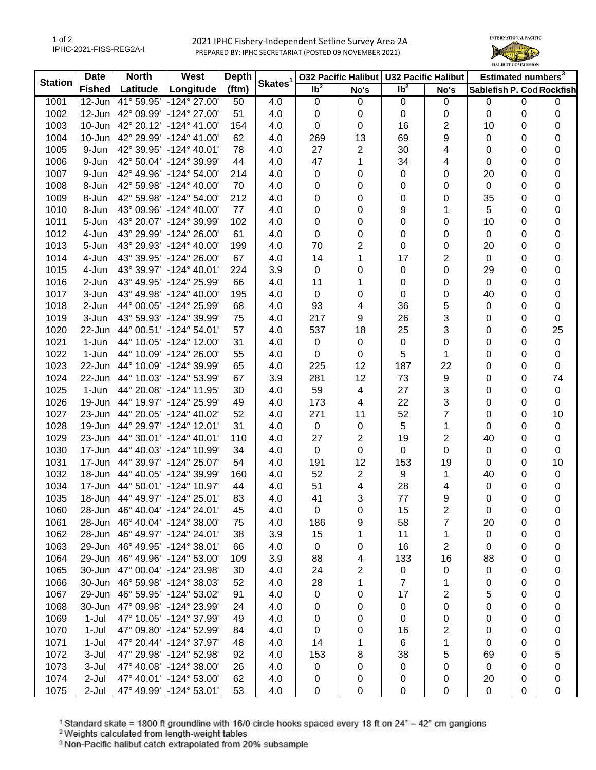# 2021 IPHC Fishery-Independent Setline Survey Area 2A

PREPARED BY: IPHC SECRETARIAT (POSTED 09 NOVEMBER 2021)

IPHC-2021-FISS-REG2A-I

| Station | Date | North | West | Depth | Skates[1] | O32 Pacific Halibut | | U32 Pacific Halibut | | Estimated numbers[3] | | |
|---|---|---|---|---|---|---|---|---|---|---|---|---|
| | Fished | Latitude | Longitude | (ftm) | | lb[2] | No's | lb[2] | No's | Sablefish | P. Cod | Rockfish |
| 1001 | 12-Jun | 41° 59.95' | -124° 27.00' | 50 | 4.0 | 0 | 0 | 0 | 0 | 0 | 0 | 0 |
| 1002 | 12-Jun | 42° 09.99' | -124° 27.00' | 51 | 4.0 | 0 | 0 | 0 | 0 | 0 | 0 | 0 |
| 1003 | 10-Jun | 42° 20.12' | -124° 41.00' | 154 | 4.0 | 0 | 0 | 16 | 2 | 10 | 0 | 0 |
| 1004 | 10-Jun | 42° 29.99' | -124° 41.00' | 62 | 4.0 | 269 | 13 | 69 | 9 | 0 | 0 | 0 |
| 1005 | 9-Jun | 42° 39.95' | -124° 40.01' | 78 | 4.0 | 27 | 2 | 30 | 4 | 0 | 0 | 0 |
| 1006 | 9-Jun | 42° 50.04' | -124° 39.99' | 44 | 4.0 | 47 | 1 | 34 | 4 | 0 | 0 | 0 |
| 1007 | 9-Jun | 42° 49.96' | -124° 54.00' | 214 | 4.0 | 0 | 0 | 0 | 0 | 20 | 0 | 0 |
| 1008 | 8-Jun | 42° 59.98' | -124° 40.00' | 70 | 4.0 | 0 | 0 | 0 | 0 | 0 | 0 | 0 |
| 1009 | 8-Jun | 42° 59.98' | -124° 54.00' | 212 | 4.0 | 0 | 0 | 0 | 0 | 35 | 0 | 0 |
| 1010 | 8-Jun | 43° 09.96' | -124° 40.00' | 77 | 4.0 | 0 | 0 | 9 | 1 | 5 | 0 | 0 |
| 1011 | 5-Jun | 43° 20.07' | -124° 39.99' | 102 | 4.0 | 0 | 0 | 0 | 0 | 10 | 0 | 0 |
| 1012 | 4-Jun | 43° 29.99' | -124° 26.00' | 61 | 4.0 | 0 | 0 | 0 | 0 | 0 | 0 | 0 |
| 1013 | 5-Jun | 43° 29.93' | -124° 40.00' | 199 | 4.0 | 70 | 2 | 0 | 0 | 20 | 0 | 0 |
| 1014 | 4-Jun | 43° 39.95' | -124° 26.00' | 67 | 4.0 | 14 | 1 | 17 | 2 | 0 | 0 | 0 |
| 1015 | 4-Jun | 43° 39.97' | -124° 40.01' | 224 | 3.9 | 0 | 0 | 0 | 0 | 29 | 0 | 0 |
| 1016 | 2-Jun | 43° 49.95' | -124° 25.99' | 66 | 4.0 | 11 | 1 | 0 | 0 | 0 | 0 | 0 |
| 1017 | 3-Jun | 43° 49.98' | -124° 40.00' | 195 | 4.0 | 0 | 0 | 0 | 0 | 40 | 0 | 0 |
| 1018 | 2-Jun | 44° 00.05' | -124° 25.99' | 68 | 4.0 | 93 | 4 | 36 | 5 | 0 | 0 | 0 |
| 1019 | 3-Jun | 43° 59.93' | -124° 39.99' | 75 | 4.0 | 217 | 9 | 26 | 3 | 0 | 0 | 0 |
| 1020 | 22-Jun | 44° 00.51' | -124° 54.01' | 57 | 4.0 | 537 | 18 | 25 | 3 | 0 | 0 | 25 |
| 1021 | 1-Jun | 44° 10.05' | -124° 12.00' | 31 | 4.0 | 0 | 0 | 0 | 0 | 0 | 0 | 0 |
| 1022 | 1-Jun | 44° 10.09' | -124° 26.00' | 55 | 4.0 | 0 | 0 | 5 | 1 | 0 | 0 | 0 |
| 1023 | 22-Jun | 44° 10.09' | -124° 39.99' | 65 | 4.0 | 225 | 12 | 187 | 22 | 0 | 0 | 0 |
| 1024 | 22-Jun | 44° 10.03' | -124° 53.99' | 67 | 3.9 | 281 | 12 | 73 | 9 | 0 | 0 | 74 |
| 1025 | 1-Jun | 44° 20.08' | -124° 11.95' | 30 | 4.0 | 59 | 4 | 27 | 3 | 0 | 0 | 0 |
| 1026 | 19-Jun | 44° 19.97' | -124° 25.99' | 49 | 4.0 | 173 | 4 | 22 | 3 | 0 | 0 | 0 |
| 1027 | 23-Jun | 44° 20.05' | -124° 40.02' | 52 | 4.0 | 271 | 11 | 52 | 7 | 0 | 0 | 10 |
| 1028 | 19-Jun | 44° 29.97' | -124° 12.01' | 31 | 4.0 | 0 | 0 | 5 | 1 | 0 | 0 | 0 |
| 1029 | 23-Jun | 44° 30.01' | -124° 40.01' | 110 | 4.0 | 27 | 2 | 19 | 2 | 40 | 0 | 0 |
| 1030 | 17-Jun | 44° 40.03' | -124° 10.99' | 34 | 4.0 | 0 | 0 | 0 | 0 | 0 | 0 | 0 |
| 1031 | 17-Jun | 44° 39.97' | -124° 25.07' | 54 | 4.0 | 191 | 12 | 153 | 19 | 0 | 0 | 10 |
| 1032 | 18-Jun | 44° 40.05' | -124° 39.99' | 160 | 4.0 | 52 | 2 | 9 | 1 | 40 | 0 | 0 |
| 1034 | 17-Jun | 44° 50.01' | -124° 10.97' | 44 | 4.0 | 51 | 4 | 28 | 4 | 0 | 0 | 0 |
| 1035 | 18-Jun | 44° 49.97' | -124° 25.01' | 83 | 4.0 | 41 | 3 | 77 | 9 | 0 | 0 | 0 |
| 1060 | 28-Jun | 46° 40.04' | -124° 24.01' | 45 | 4.0 | 0 | 0 | 15 | 2 | 0 | 0 | 0 |
| 1061 | 28-Jun | 46° 40.04' | -124° 38.00' | 75 | 4.0 | 186 | 9 | 58 | 7 | 20 | 0 | 0 |
| 1062 | 28-Jun | 46° 49.97' | -124° 24.01' | 38 | 3.9 | 15 | 1 | 11 | 1 | 0 | 0 | 0 |
| 1063 | 29-Jun | 46° 49.95' | -124° 38.01' | 66 | 4.0 | 0 | 0 | 16 | 2 | 0 | 0 | 0 |
| 1064 | 29-Jun | 46° 49.96' | -124° 53.00' | 109 | 3.9 | 88 | 4 | 133 | 16 | 88 | 0 | 0 |
| 1065 | 30-Jun | 47° 00.04' | -124° 23.98' | 30 | 4.0 | 24 | 2 | 0 | 0 | 0 | 0 | 0 |
| 1066 | 30-Jun | 46° 59.98' | -124° 38.03' | 52 | 4.0 | 28 | 1 | 7 | 1 | 0 | 0 | 0 |
| 1067 | 29-Jun | 46° 59.95' | -124° 53.02' | 91 | 4.0 | 0 | 0 | 17 | 2 | 5 | 0 | 0 |
| 1068 | 30-Jun | 47° 09.98' | -124° 23.99' | 24 | 4.0 | 0 | 0 | 0 | 0 | 0 | 0 | 0 |
| 1069 | 1-Jul | 47° 10.05' | -124° 37.99' | 49 | 4.0 | 0 | 0 | 0 | 0 | 0 | 0 | 0 |
| 1070 | 1-Jul | 47° 09.80' | -124° 52.99' | 84 | 4.0 | 0 | 0 | 16 | 2 | 0 | 0 | 0 |
| 1071 | 1-Jul | 47° 20.44' | -124° 37.97' | 48 | 4.0 | 14 | 1 | 6 | 1 | 0 | 0 | 0 |
| 1072 | 3-Jul | 47° 29.98' | -124° 52.98' | 92 | 4.0 | 153 | 8 | 38 | 5 | 69 | 0 | 5 |
| 1073 | 3-Jul | 47° 40.08' | -124° 38.00' | 26 | 4.0 | 0 | 0 | 0 | 0 | 0 | 0 | 0 |
| 1074 | 2-Jul | 47° 40.01' | -124° 53.00' | 62 | 4.0 | 0 | 0 | 0 | 0 | 20 | 0 | 0 |
| 1075 | 2-Jul | 47° 49.99' | -124° 53.01' | 53 | 4.0 | 0 | 0 | 0 | 0 | 0 | 0 | 0 |

[1] Standard skate = 1800 ft groundline with 16/0 circle hooks spaced every 18 ft on 24" – 42" cm gangions

[2] Weights calculated from length-weight tables

[3] Non-Pacific halibut catch extrapolated from 20% subsample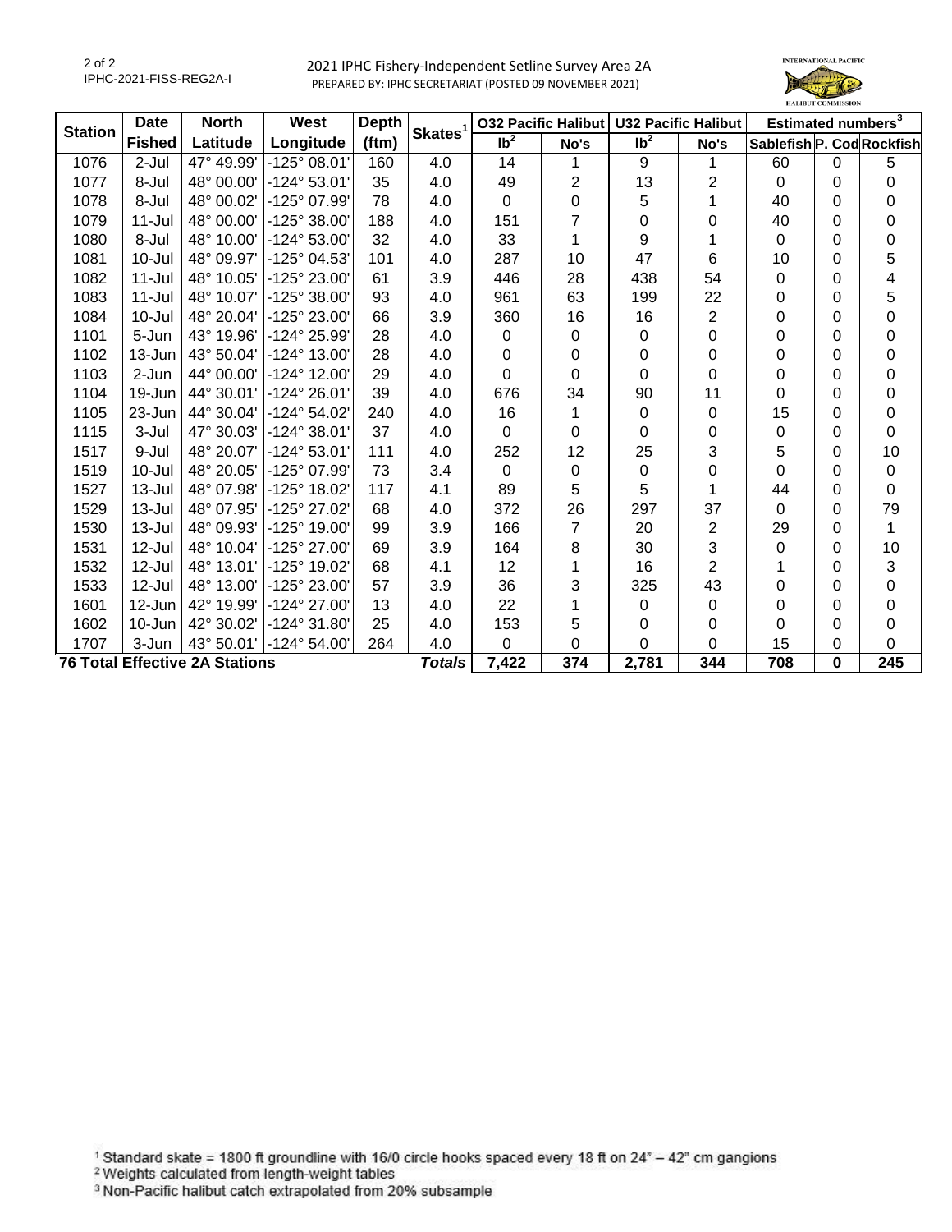2021 IPHC Fishery-Independent Setline Survey Area 2A

PREPARED BY: IPHC SECRETARIAT (POSTED 09 NOVEMBER 2021)

| Station | Date | North | West | Depth | Skates[1] | O32 Pacific Halibut | | U32 Pacific Halibut | | Estimated numbers[3] | | |
|---|---|---|---|---|---|---|---|---|---|---|---|---|
| | Fished | Latitude | Longitude | (ftm) | | lb[2] | No's | lb[2] | No's | Sablefish | P. Cod | Rockfish |
| 1076 | 2-Jul | 47° 49.99' | -125° 08.01' | 160 | 4.0 | 14 | 1 | 9 | 1 | 60 | 0 | 5 |
| 1077 | 8-Jul | 48° 00.00' | -124° 53.01' | 35 | 4.0 | 49 | 2 | 13 | 2 | 0 | 0 | 0 |
| 1078 | 8-Jul | 48° 00.02' | -125° 07.99' | 78 | 4.0 | 0 | 0 | 5 | 1 | 40 | 0 | 0 |
| 1079 | 11-Jul | 48° 00.00' | -125° 38.00' | 188 | 4.0 | 151 | 7 | 0 | 0 | 40 | 0 | 0 |
| 1080 | 8-Jul | 48° 10.00' | -124° 53.00' | 32 | 4.0 | 33 | 1 | 9 | 1 | 0 | 0 | 0 |
| 1081 | 10-Jul | 48° 09.97' | -125° 04.53' | 101 | 4.0 | 287 | 10 | 47 | 6 | 10 | 0 | 5 |
| 1082 | 11-Jul | 48° 10.05' | -125° 23.00' | 61 | 3.9 | 446 | 28 | 438 | 54 | 0 | 0 | 4 |
| 1083 | 11-Jul | 48° 10.07' | -125° 38.00' | 93 | 4.0 | 961 | 63 | 199 | 22 | 0 | 0 | 5 |
| 1084 | 10-Jul | 48° 20.04' | -125° 23.00' | 66 | 3.9 | 360 | 16 | 16 | 2 | 0 | 0 | 0 |
| 1101 | 5-Jun | 43° 19.96' | -124° 25.99' | 28 | 4.0 | 0 | 0 | 0 | 0 | 0 | 0 | 0 |
| 1102 | 13-Jun | 43° 50.04' | -124° 13.00' | 28 | 4.0 | 0 | 0 | 0 | 0 | 0 | 0 | 0 |
| 1103 | 2-Jun | 44° 00.00' | -124° 12.00' | 29 | 4.0 | 0 | 0 | 0 | 0 | 0 | 0 | 0 |
| 1104 | 19-Jun | 44° 30.01' | -124° 26.01' | 39 | 4.0 | 676 | 34 | 90 | 11 | 0 | 0 | 0 |
| 1105 | 23-Jun | 44° 30.04' | -124° 54.02' | 240 | 4.0 | 16 | 1 | 0 | 0 | 15 | 0 | 0 |
| 1115 | 3-Jul | 47° 30.03' | -124° 38.01' | 37 | 4.0 | 0 | 0 | 0 | 0 | 0 | 0 | 0 |
| 1517 | 9-Jul | 48° 20.07' | -124° 53.01' | 111 | 4.0 | 252 | 12 | 25 | 3 | 5 | 0 | 10 |
| 1519 | 10-Jul | 48° 20.05' | -125° 07.99' | 73 | 3.4 | 0 | 0 | 0 | 0 | 0 | 0 | 0 |
| 1527 | 13-Jul | 48° 07.98' | -125° 18.02' | 117 | 4.1 | 89 | 5 | 5 | 1 | 44 | 0 | 0 |
| 1529 | 13-Jul | 48° 07.95' | -125° 27.02' | 68 | 4.0 | 372 | 26 | 297 | 37 | 0 | 0 | 79 |
| 1530 | 13-Jul | 48° 09.93' | -125° 19.00' | 99 | 3.9 | 166 | 7 | 20 | 2 | 29 | 0 | 1 |
| 1531 | 12-Jul | 48° 10.04' | -125° 27.00' | 69 | 3.9 | 164 | 8 | 30 | 3 | 0 | 0 | 10 |
| 1532 | 12-Jul | 48° 13.01' | -125° 19.02' | 68 | 4.1 | 12 | 1 | 16 | 2 | 1 | 0 | 3 |
| 1533 | 12-Jul | 48° 13.00' | -125° 23.00' | 57 | 3.9 | 36 | 3 | 325 | 43 | 0 | 0 | 0 |
| 1601 | 12-Jun | 42° 19.99' | -124° 27.00' | 13 | 4.0 | 22 | 1 | 0 | 0 | 0 | 0 | 0 |
| 1602 | 10-Jun | 42° 30.02' | -124° 31.80' | 25 | 4.0 | 153 | 5 | 0 | 0 | 0 | 0 | 0 |
| 1707 | 3-Jun | 43° 50.01' | -124° 54.00' | 264 | 4.0 | 0 | 0 | 0 | 0 | 15 | 0 | 0 |
| **76 Total Effective 2A Stations** | | | | | ***Totals*** | **7,422** | **374** | **2,781** | **344** | **708** | **0** | **245** |

[1] Standard skate = 1800 ft groundline with 16/0 circle hooks spaced every 18 ft on 24" – 42" cm gangions

[2] Weights calculated from length-weight tables

[3] Non-Pacific halibut catch extrapolated from 20% subsample